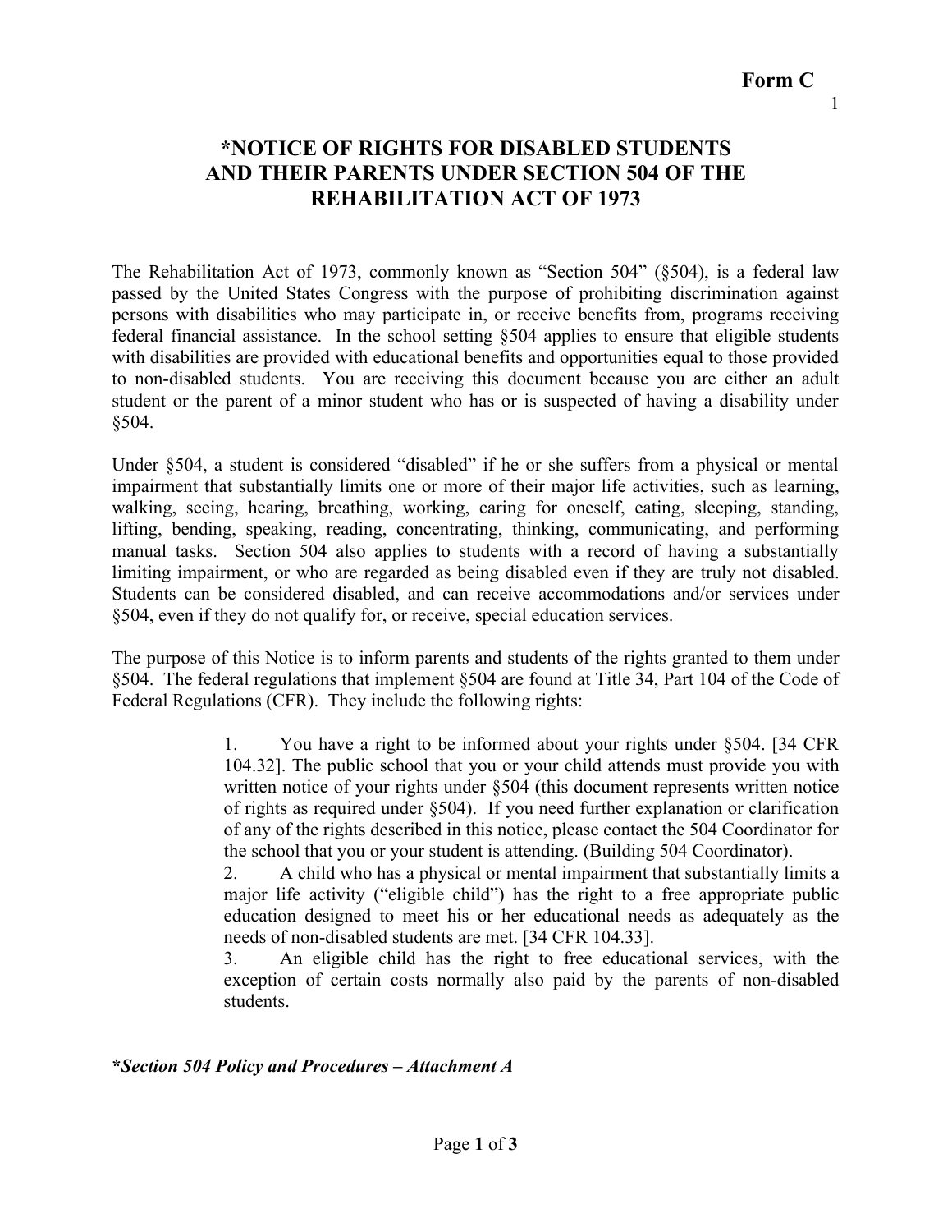**Form C**

# *NOTICE OF RIGHTS FOR DISABLED STUDENTS AND THEIR PARENTS UNDER SECTION 504 OF THE REHABILITATION ACT OF 1973

The Rehabilitation Act of 1973, commonly known as "Section 504" (§504), is a federal law passed by the United States Congress with the purpose of prohibiting discrimination against persons with disabilities who may participate in, or receive benefits from, programs receiving federal financial assistance. In the school setting §504 applies to ensure that eligible students with disabilities are provided with educational benefits and opportunities equal to those provided to non-disabled students. You are receiving this document because you are either an adult student or the parent of a minor student who has or is suspected of having a disability under §504.

Under §504, a student is considered "disabled" if he or she suffers from a physical or mental impairment that substantially limits one or more of their major life activities, such as learning, walking, seeing, hearing, breathing, working, caring for oneself, eating, sleeping, standing, lifting, bending, speaking, reading, concentrating, thinking, communicating, and performing manual tasks. Section 504 also applies to students with a record of having a substantially limiting impairment, or who are regarded as being disabled even if they are truly not disabled. Students can be considered disabled, and can receive accommodations and/or services under §504, even if they do not qualify for, or receive, special education services.

The purpose of this Notice is to inform parents and students of the rights granted to them under §504. The federal regulations that implement §504 are found at Title 34, Part 104 of the Code of Federal Regulations (CFR). They include the following rights:

1. You have a right to be informed about your rights under §504. [34 CFR 104.32]. The public school that you or your child attends must provide you with written notice of your rights under §504 (this document represents written notice of rights as required under §504). If you need further explanation or clarification of any of the rights described in this notice, please contact the 504 Coordinator for the school that you or your student is attending. (Building 504 Coordinator).
2. A child who has a physical or mental impairment that substantially limits a major life activity ("eligible child") has the right to a free appropriate public education designed to meet his or her educational needs as adequately as the needs of non-disabled students are met. [34 CFR 104.33].
3. An eligible child has the right to free educational services, with the exception of certain costs normally also paid by the parents of non-disabled students.

***Section 504 Policy and Procedures – Attachment A***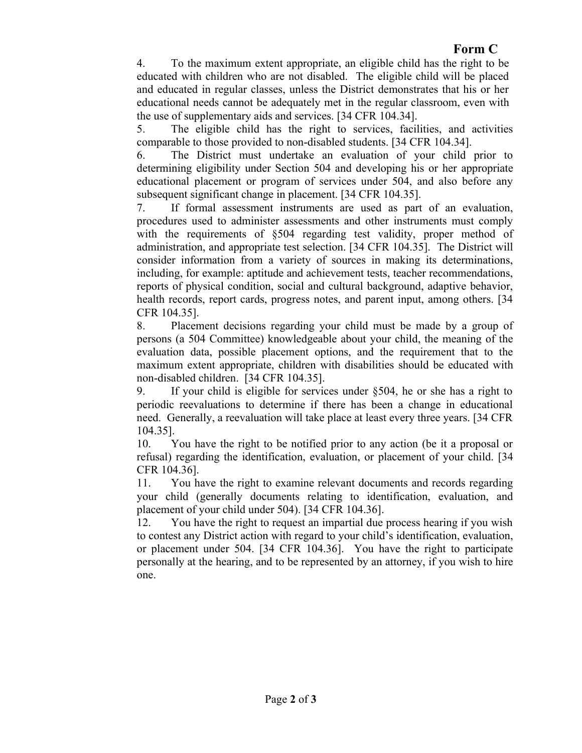**Form C**

4. To the maximum extent appropriate, an eligible child has the right to be educated with children who are not disabled. The eligible child will be placed and educated in regular classes, unless the District demonstrates that his or her educational needs cannot be adequately met in the regular classroom, even with the use of supplementary aids and services. [34 CFR 104.34].

5. The eligible child has the right to services, facilities, and activities comparable to those provided to non-disabled students. [34 CFR 104.34].

6. The District must undertake an evaluation of your child prior to determining eligibility under Section 504 and developing his or her appropriate educational placement or program of services under 504, and also before any subsequent significant change in placement. [34 CFR 104.35].

7. If formal assessment instruments are used as part of an evaluation, procedures used to administer assessments and other instruments must comply with the requirements of §504 regarding test validity, proper method of administration, and appropriate test selection. [34 CFR 104.35]. The District will consider information from a variety of sources in making its determinations, including, for example: aptitude and achievement tests, teacher recommendations, reports of physical condition, social and cultural background, adaptive behavior, health records, report cards, progress notes, and parent input, among others. [34 CFR 104.35].

8. Placement decisions regarding your child must be made by a group of persons (a 504 Committee) knowledgeable about your child, the meaning of the evaluation data, possible placement options, and the requirement that to the maximum extent appropriate, children with disabilities should be educated with non-disabled children. [34 CFR 104.35].

9. If your child is eligible for services under §504, he or she has a right to periodic reevaluations to determine if there has been a change in educational need. Generally, a reevaluation will take place at least every three years. [34 CFR 104.35].

10. You have the right to be notified prior to any action (be it a proposal or refusal) regarding the identification, evaluation, or placement of your child. [34 CFR 104.36].

11. You have the right to examine relevant documents and records regarding your child (generally documents relating to identification, evaluation, and placement of your child under 504). [34 CFR 104.36].

12. You have the right to request an impartial due process hearing if you wish to contest any District action with regard to your child's identification, evaluation, or placement under 504. [34 CFR 104.36]. You have the right to participate personally at the hearing, and to be represented by an attorney, if you wish to hire one.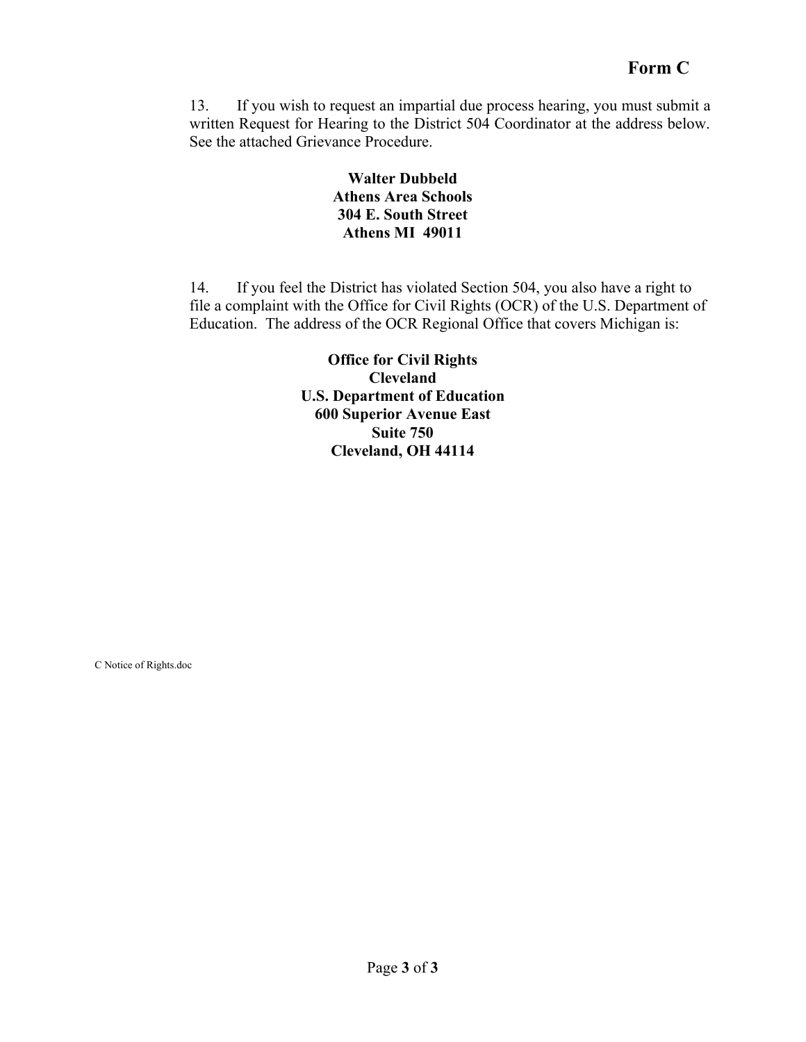**Form C**

13. If you wish to request an impartial due process hearing, you must submit a written Request for Hearing to the District 504 Coordinator at the address below. See the attached Grievance Procedure.

**Walter Dubbeld**
**Athens Area Schools**
**304 E. South Street**
**Athens MI 49011**

14. If you feel the District has violated Section 504, you also have a right to file a complaint with the Office for Civil Rights (OCR) of the U.S. Department of Education. The address of the OCR Regional Office that covers Michigan is:

**Office for Civil Rights**
**Cleveland**
**U.S. Department of Education**
**600 Superior Avenue East**
**Suite 750**
**Cleveland, OH 44114**

C Notice of Rights.doc